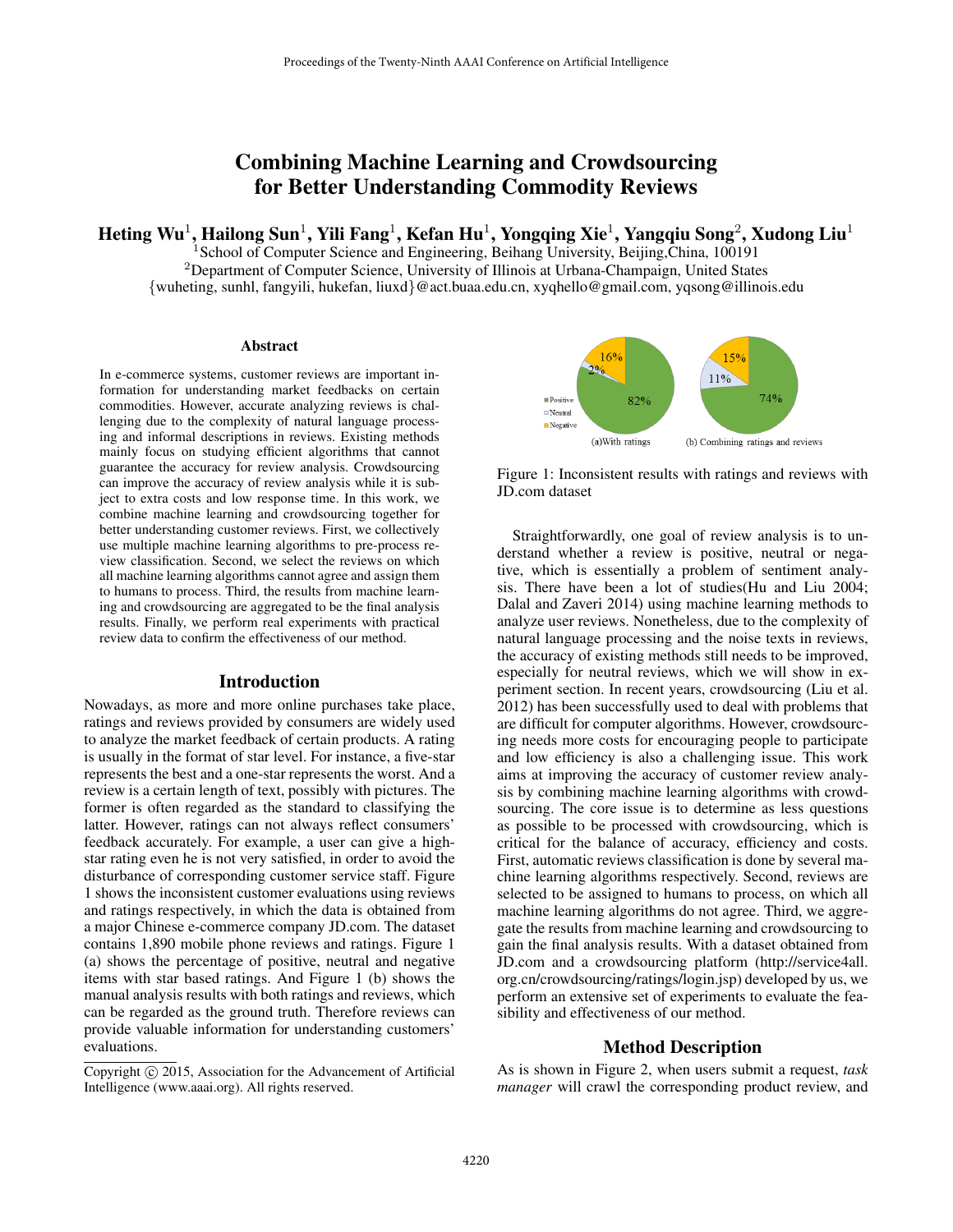# Combining Machine Learning and Crowdsourcing for Better Understanding Commodity Reviews

**Heting Wu[1], Hailong Sun[1], Yili Fang[1], Kefan Hu[1], Yongqing Xie[1], Yangqiu Song[2], Xudong Liu[1]**

[1]School of Computer Science and Engineering, Beihang University, Beijing,China, 100191
[2]Department of Computer Science, University of Illinois at Urbana-Champaign, United States
{wuheting, sunhl, fangyili, hukefan, liuxd}@act.buaa.edu.cn, xyqhello@gmail.com, yqsong@illinois.edu

## Abstract

In e-commerce systems, customer reviews are important information for understanding market feedbacks on certain commodities. However, accurate analyzing reviews is challenging due to the complexity of natural language processing and informal descriptions in reviews. Existing methods mainly focus on studying efficient algorithms that cannot guarantee the accuracy for review analysis. Crowdsourcing can improve the accuracy of review analysis while it is subject to extra costs and low response time. In this work, we combine machine learning and crowdsourcing together for better understanding customer reviews. First, we collectively use multiple machine learning algorithms to pre-process review classification. Second, we select the reviews on which all machine learning algorithms cannot agree and assign them to humans to process. Third, the results from machine learning and crowdsourcing are aggregated to be the final analysis results. Finally, we perform real experiments with practical review data to confirm the effectiveness of our method.

## Introduction

Nowadays, as more and more online purchases take place, ratings and reviews provided by consumers are widely used to analyze the market feedback of certain products. A rating is usually in the format of star level. For instance, a five-star represents the best and a one-star represents the worst. And a review is a certain length of text, possibly with pictures. The former is often regarded as the standard to classifying the latter. However, ratings can not always reflect consumers' feedback accurately. For example, a user can give a high-star rating even he is not very satisfied, in order to avoid the disturbance of corresponding customer service staff. Figure 1 shows the inconsistent customer evaluations using reviews and ratings respectively, in which the data is obtained from a major Chinese e-commerce company JD.com. The dataset contains 1,890 mobile phone reviews and ratings. Figure 1 (a) shows the percentage of positive, neutral and negative items with star based ratings. And Figure 1 (b) shows the manual analysis results with both ratings and reviews, which can be regarded as the ground truth. Therefore reviews can provide valuable information for understanding customers' evaluations.

Figure 1: Inconsistent results with ratings and reviews with JD.com dataset

Straightforwardly, one goal of review analysis is to understand whether a review is positive, neutral or negative, which is essentially a problem of sentiment analysis. There have been a lot of studies(Hu and Liu 2004; Dalal and Zaveri 2014) using machine learning methods to analyze user reviews. Nonetheless, due to the complexity of natural language processing and the noise texts in reviews, the accuracy of existing methods still needs to be improved, especially for neutral reviews, which we will show in experiment section. In recent years, crowdsourcing (Liu et al. 2012) has been successfully used to deal with problems that are difficult for computer algorithms. However, crowdsourcing needs more costs for encouraging people to participate and low efficiency is also a challenging issue. This work aims at improving the accuracy of customer review analysis by combining machine learning algorithms with crowdsourcing. The core issue is to determine as less questions as possible to be processed with crowdsourcing, which is critical for the balance of accuracy, efficiency and costs. First, automatic reviews classification is done by several machine learning algorithms respectively. Second, reviews are selected to be assigned to humans to process, on which all machine learning algorithms do not agree. Third, we aggregate the results from machine learning and crowdsourcing to gain the final analysis results. With a dataset obtained from JD.com and a crowdsourcing platform (http://service4all.org.cn/crowdsourcing/ratings/login.jsp) developed by us, we perform an extensive set of experiments to evaluate the feasibility and effectiveness of our method.

## Method Description

As is shown in Figure 2, when users submit a request, *task manager* will crawl the corresponding product review, and

Copyright © 2015, Association for the Advancement of Artificial Intelligence (www.aaai.org). All rights reserved.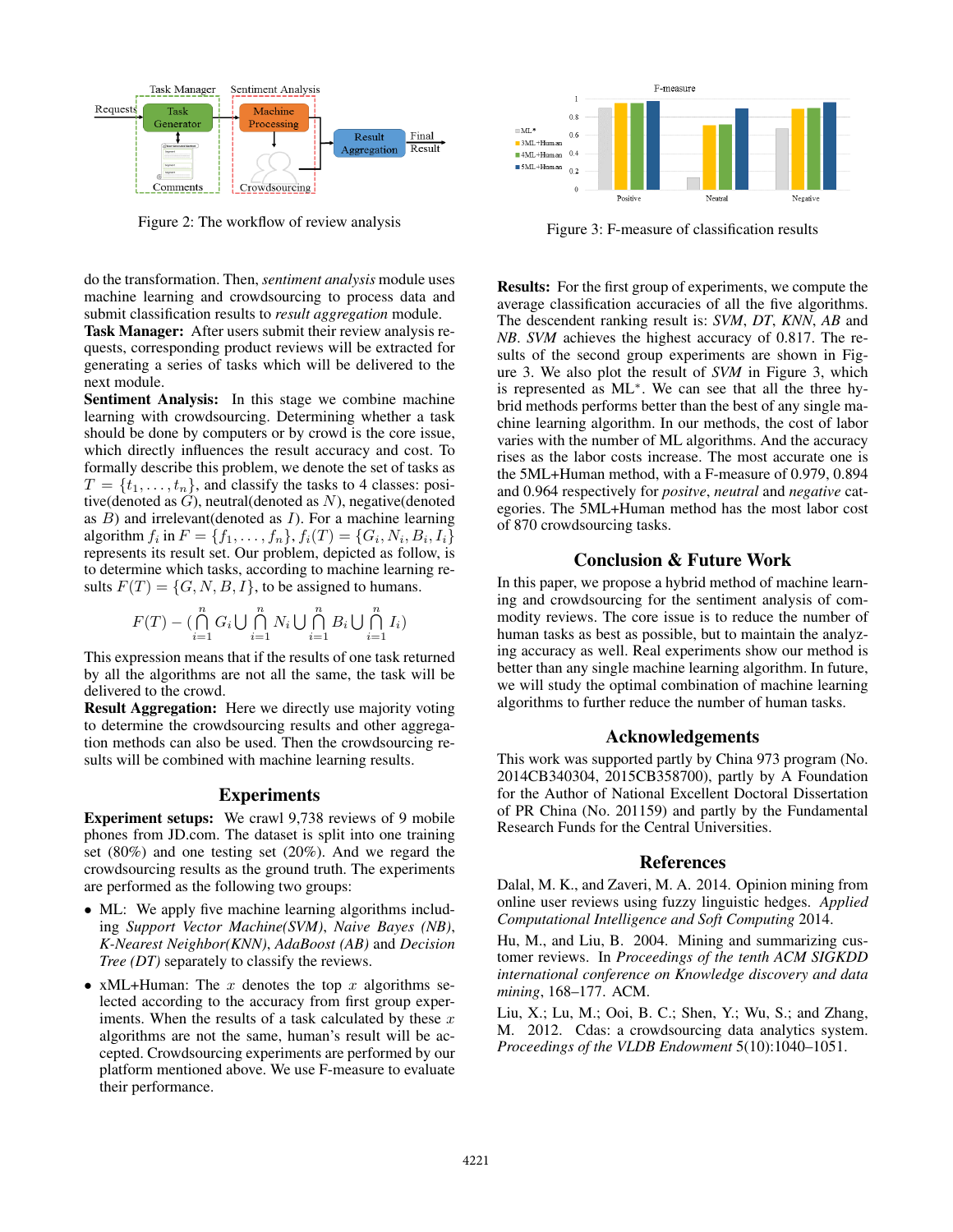Task Manager

Sentiment Analysis

Requests

Task Generator

Machine Processing

Result Aggregation

Final Result

Comments

Crowdsourcing

Figure 2: The workflow of review analysis

F-measure

1

0.8

0.6

0.4

0.2

0

ML*

3ML+Human

4ML+Human

5ML+Human

Positive

Neutral

Negative

Figure 3: F-measure of classification results

do the transformation. Then, *sentiment analysis* module uses machine learning and crowdsourcing to process data and submit classification results to *result aggregation* module.

**Task Manager:** After users submit their review analysis requests, corresponding product reviews will be extracted for generating a series of tasks which will be delivered to the next module.

**Sentiment Analysis:** In this stage we combine machine learning with crowdsourcing. Determining whether a task should be done by computers or by crowd is the core issue, which directly influences the result accuracy and cost. To formally describe this problem, we denote the set of tasks as $T = \{t_1, \ldots, t_n\}$, and classify the tasks to 4 classes: positive(denoted as $G$), neutral(denoted as $N$), negative(denoted as $B$) and irrelevant(denoted as $I$). For a machine learning algorithm $f_i$ in $F = \{f_1, \ldots, f_n\}$, $f_i(T) = \{G_i, N_i, B_i, I_i\}$ represents its result set. Our problem, depicted as follow, is to determine which tasks, according to machine learning results $F(T) = \{G, N, B, I\}$, to be assigned to humans.

$$F(T) - (\bigcap_{i=1}^{n} G_i \bigcup \bigcap_{i=1}^{n} N_i \bigcup \bigcap_{i=1}^{n} B_i \bigcup \bigcap_{i=1}^{n} I_i)$$

This expression means that if the results of one task returned by all the algorithms are not all the same, the task will be delivered to the crowd.

**Result Aggregation:** Here we directly use majority voting to determine the crowdsourcing results and other aggregation methods can also be used. Then the crowdsourcing results will be combined with machine learning results.

## Experiments

**Experiment setups:** We crawl 9,738 reviews of 9 mobile phones from JD.com. The dataset is split into one training set (80%) and one testing set (20%). And we regard the crowdsourcing results as the ground truth. The experiments are performed as the following two groups:

- ML: We apply five machine learning algorithms including *Support Vector Machine(SVM)*, *Naive Bayes (NB)*, *K-Nearest Neighbor(KNN)*, *AdaBoost (AB)* and *Decision Tree (DT)* separately to classify the reviews.
- xML+Human: The $x$ denotes the top $x$ algorithms selected according to the accuracy from first group experiments. When the results of a task calculated by these $x$ algorithms are not the same, human's result will be accepted. Crowdsourcing experiments are performed by our platform mentioned above. We use F-measure to evaluate their performance.

**Results:** For the first group of experiments, we compute the average classification accuracies of all the five algorithms. The descendent ranking result is: *SVM*, *DT*, *KNN*, *AB* and *NB*. *SVM* achieves the highest accuracy of 0.817. The results of the second group experiments are shown in Figure 3. We also plot the result of *SVM* in Figure 3, which is represented as ML$^*$. We can see that all the three hybrid methods performs better than the best of any single machine learning algorithm. In our methods, the cost of labor varies with the number of ML algorithms. And the accuracy rises as the labor costs increase. The most accurate one is the 5ML+Human method, with a F-measure of 0.979, 0.894 and 0.964 respectively for *positve*, *neutral* and *negative* categories. The 5ML+Human method has the most labor cost of 870 crowdsourcing tasks.

## Conclusion & Future Work

In this paper, we propose a hybrid method of machine learning and crowdsourcing for the sentiment analysis of commodity reviews. The core issue is to reduce the number of human tasks as best as possible, but to maintain the analyzing accuracy as well. Real experiments show our method is better than any single machine learning algorithm. In future, we will study the optimal combination of machine learning algorithms to further reduce the number of human tasks.

## Acknowledgements

This work was supported partly by China 973 program (No. 2014CB340304, 2015CB358700), partly by A Foundation for the Author of National Excellent Doctoral Dissertation of PR China (No. 201159) and partly by the Fundamental Research Funds for the Central Universities.

## References

Dalal, M. K., and Zaveri, M. A. 2014. Opinion mining from online user reviews using fuzzy linguistic hedges. *Applied Computational Intelligence and Soft Computing* 2014.

Hu, M., and Liu, B. 2004. Mining and summarizing customer reviews. In *Proceedings of the tenth ACM SIGKDD international conference on Knowledge discovery and data mining*, 168–177. ACM.

Liu, X.; Lu, M.; Ooi, B. C.; Shen, Y.; Wu, S.; and Zhang, M. 2012. Cdas: a crowdsourcing data analytics system. *Proceedings of the VLDB Endowment* 5(10):1040–1051.